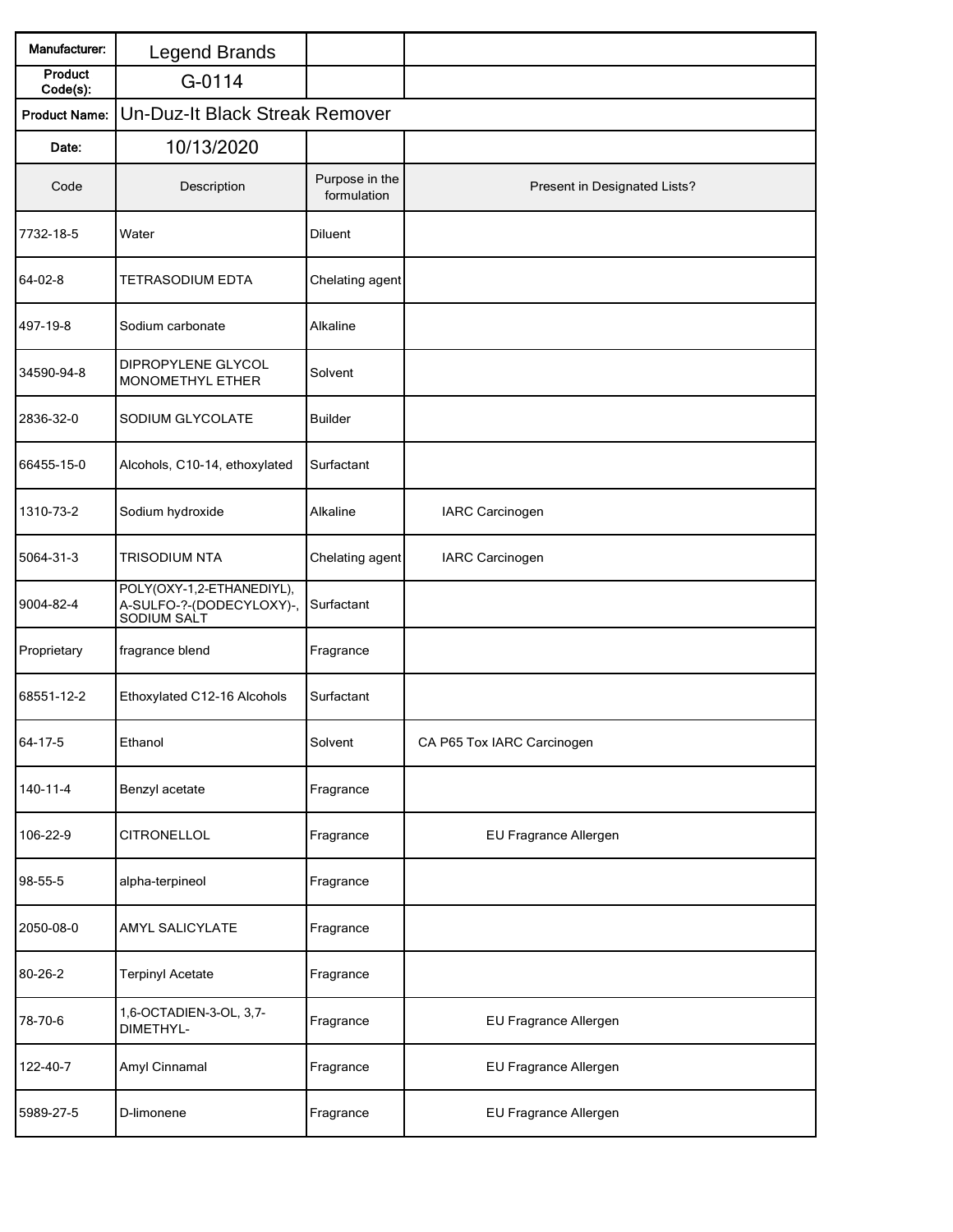| Manufacturer: | Legend Brands | | |
|---|---|---|---|
| Product Code(s): | G-0114 | | |
| Product Name: | Un-Duz-It Black Streak Remover | | |
| Date: | 10/13/2020 | | |
| Code | Description | Purpose in the formulation | Present in Designated Lists? |
| 7732-18-5 | Water | Diluent | |
| 64-02-8 | TETRASODIUM EDTA | Chelating agent | |
| 497-19-8 | Sodium carbonate | Alkaline | |
| 34590-94-8 | DIPROPYLENE GLYCOL MONOMETHYL ETHER | Solvent | |
| 2836-32-0 | SODIUM GLYCOLATE | Builder | |
| 66455-15-0 | Alcohols, C10-14, ethoxylated | Surfactant | |
| 1310-73-2 | Sodium hydroxide | Alkaline | IARC Carcinogen |
| 5064-31-3 | TRISODIUM NTA | Chelating agent | IARC Carcinogen |
| 9004-82-4 | POLY(OXY-1,2-ETHANEDIYL), A-SULFO-?-(DODECYLOXY)-, SODIUM SALT | Surfactant | |
| Proprietary | fragrance blend | Fragrance | |
| 68551-12-2 | Ethoxylated C12-16 Alcohols | Surfactant | |
| 64-17-5 | Ethanol | Solvent | CA P65 Tox IARC Carcinogen |
| 140-11-4 | Benzyl acetate | Fragrance | |
| 106-22-9 | CITRONELLOL | Fragrance | EU Fragrance Allergen |
| 98-55-5 | alpha-terpineol | Fragrance | |
| 2050-08-0 | AMYL SALICYLATE | Fragrance | |
| 80-26-2 | Terpinyl Acetate | Fragrance | |
| 78-70-6 | 1,6-OCTADIEN-3-OL, 3,7-DIMETHYL- | Fragrance | EU Fragrance Allergen |
| 122-40-7 | Amyl Cinnamal | Fragrance | EU Fragrance Allergen |
| 5989-27-5 | D-limonene | Fragrance | EU Fragrance Allergen |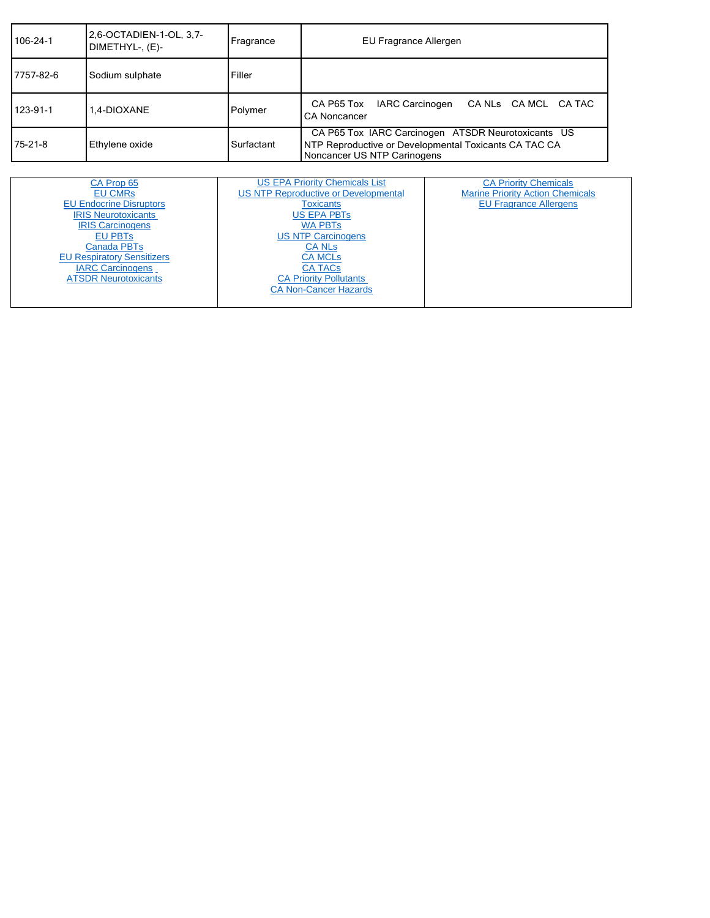| | | | |
|---|---|---|---|
| 106-24-1 | 2,6-OCTADIEN-1-OL, 3,7-DIMETHYL-, (E)- | Fragrance | EU Fragrance Allergen |
| 7757-82-6 | Sodium sulphate | Filler | |
| 123-91-1 | 1,4-DIOXANE | Polymer | CA P65 Tox IARC Carcinogen CA NLs CA MCL CA TAC CA Noncancer |
| 75-21-8 | Ethylene oxide | Surfactant | CA P65 Tox IARC Carcinogen ATSDR Neurotoxicants US NTP Reproductive or Developmental Toxicants CA TAC CA Noncancer US NTP Carinogens |

| | | |
|---|---|---|
| CA Prop 65<br>EU CMRs<br>EU Endocrine Disruptors<br>IRIS Neurotoxicants<br>IRIS Carcinogens<br>EU PBTs<br>Canada PBTs<br>EU Respiratory Sensitizers<br>IARC Carcinogens<br>ATSDR Neurotoxicants | US EPA Priority Chemicals List<br>US NTP Reproductive or Developmental Toxicants<br>US EPA PBTs<br>WA PBTs<br>US NTP Carcinogens<br>CA NLs<br>CA MCLs<br>CA TACs<br>CA Priority Pollutants<br>CA Non-Cancer Hazards | CA Priority Chemicals<br>Marine Priority Action Chemicals<br>EU Fragrance Allergens |